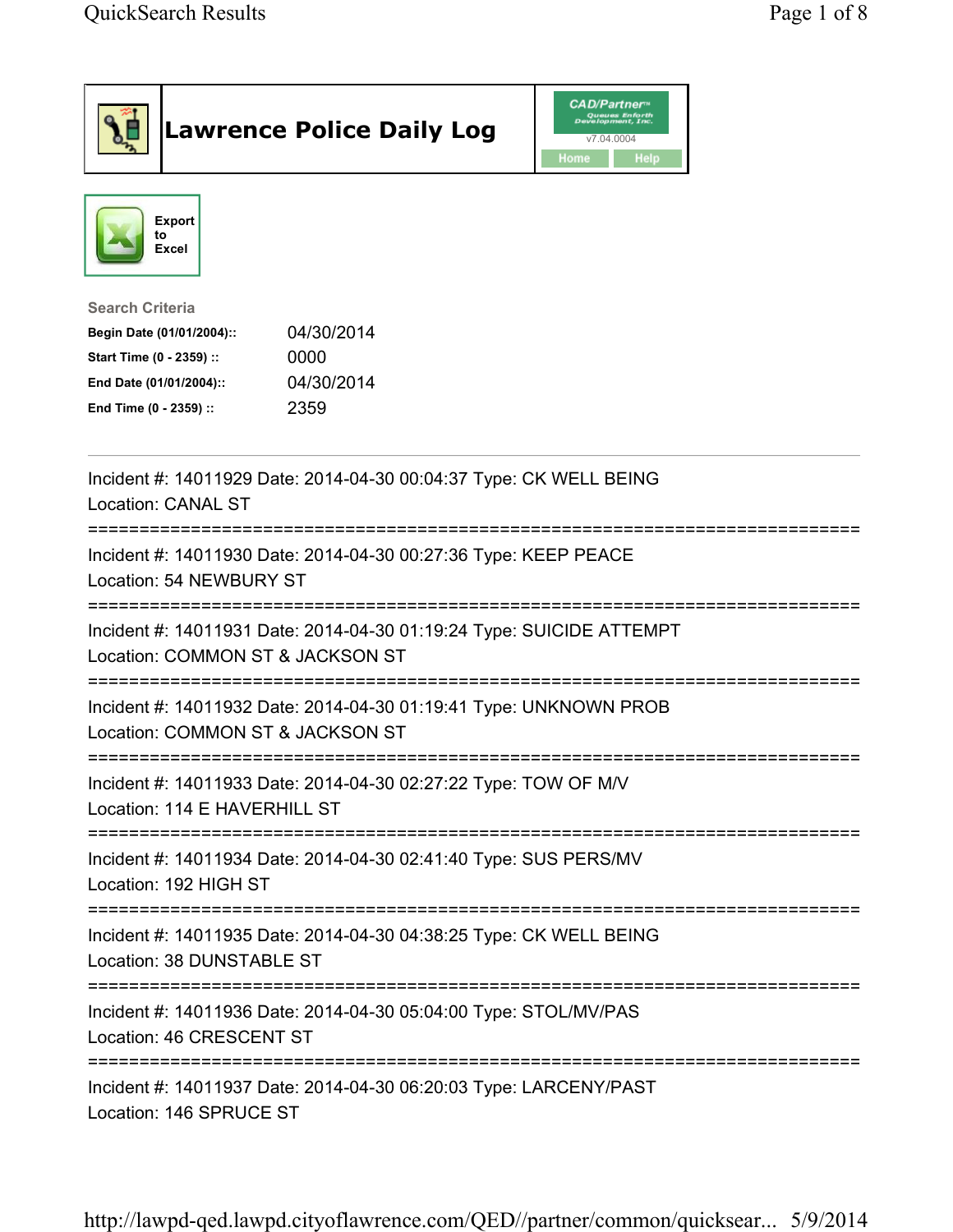# Lawrence Police Daily Log

CAD/Partner
v7.04.0004
Home Help

Export to Excel

**Search Criteria**

| | |
|---|---|
| **Begin Date (01/01/2004)::** | 04/30/2014 |
| **Start Time (0 - 2359) ::** | 0000 |
| **End Date (01/01/2004)::** | 04/30/2014 |
| **End Time (0 - 2359) ::** | 2359 |

---

Incident #: 14011929 Date: 2014-04-30 00:04:37 Type: CK WELL BEING
Location: CANAL ST

===========================================================================

Incident #: 14011930 Date: 2014-04-30 00:27:36 Type: KEEP PEACE
Location: 54 NEWBURY ST

===========================================================================

Incident #: 14011931 Date: 2014-04-30 01:19:24 Type: SUICIDE ATTEMPT
Location: COMMON ST & JACKSON ST

===========================================================================

Incident #: 14011932 Date: 2014-04-30 01:19:41 Type: UNKNOWN PROB
Location: COMMON ST & JACKSON ST

===========================================================================

Incident #: 14011933 Date: 2014-04-30 02:27:22 Type: TOW OF M/V
Location: 114 E HAVERHILL ST

===========================================================================

Incident #: 14011934 Date: 2014-04-30 02:41:40 Type: SUS PERS/MV
Location: 192 HIGH ST

===========================================================================

Incident #: 14011935 Date: 2014-04-30 04:38:25 Type: CK WELL BEING
Location: 38 DUNSTABLE ST

===========================================================================

Incident #: 14011936 Date: 2014-04-30 05:04:00 Type: STOL/MV/PAS
Location: 46 CRESCENT ST

===========================================================================

Incident #: 14011937 Date: 2014-04-30 06:20:03 Type: LARCENY/PAST
Location: 146 SPRUCE ST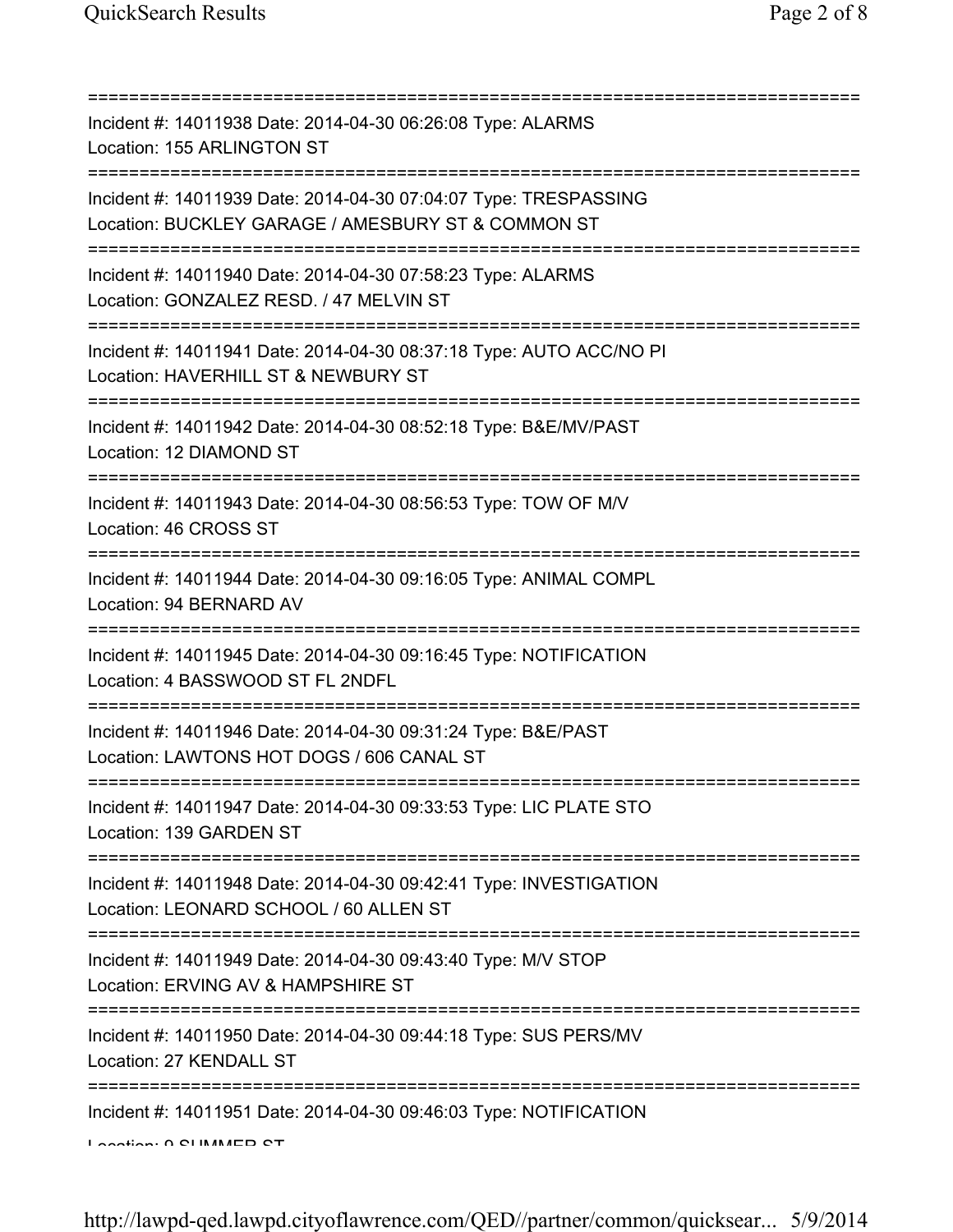===========================================================================
Incident #: 14011938 Date: 2014-04-30 06:26:08 Type: ALARMS
Location: 155 ARLINGTON ST
===========================================================================
Incident #: 14011939 Date: 2014-04-30 07:04:07 Type: TRESPASSING
Location: BUCKLEY GARAGE / AMESBURY ST & COMMON ST
===========================================================================
Incident #: 14011940 Date: 2014-04-30 07:58:23 Type: ALARMS
Location: GONZALEZ RESD. / 47 MELVIN ST
===========================================================================
Incident #: 14011941 Date: 2014-04-30 08:37:18 Type: AUTO ACC/NO PI
Location: HAVERHILL ST & NEWBURY ST
===========================================================================
Incident #: 14011942 Date: 2014-04-30 08:52:18 Type: B&E/MV/PAST
Location: 12 DIAMOND ST
===========================================================================
Incident #: 14011943 Date: 2014-04-30 08:56:53 Type: TOW OF M/V
Location: 46 CROSS ST
===========================================================================
Incident #: 14011944 Date: 2014-04-30 09:16:05 Type: ANIMAL COMPL
Location: 94 BERNARD AV
===========================================================================
Incident #: 14011945 Date: 2014-04-30 09:16:45 Type: NOTIFICATION
Location: 4 BASSWOOD ST FL 2NDFL
===========================================================================
Incident #: 14011946 Date: 2014-04-30 09:31:24 Type: B&E/PAST
Location: LAWTONS HOT DOGS / 606 CANAL ST
===========================================================================
Incident #: 14011947 Date: 2014-04-30 09:33:53 Type: LIC PLATE STO
Location: 139 GARDEN ST
===========================================================================
Incident #: 14011948 Date: 2014-04-30 09:42:41 Type: INVESTIGATION
Location: LEONARD SCHOOL / 60 ALLEN ST
===========================================================================
Incident #: 14011949 Date: 2014-04-30 09:43:40 Type: M/V STOP
Location: ERVING AV & HAMPSHIRE ST
===========================================================================
Incident #: 14011950 Date: 2014-04-30 09:44:18 Type: SUS PERS/MV
Location: 27 KENDALL ST
===========================================================================
Incident #: 14011951 Date: 2014-04-30 09:46:03 Type: NOTIFICATION
Location: 9 SUMMER ST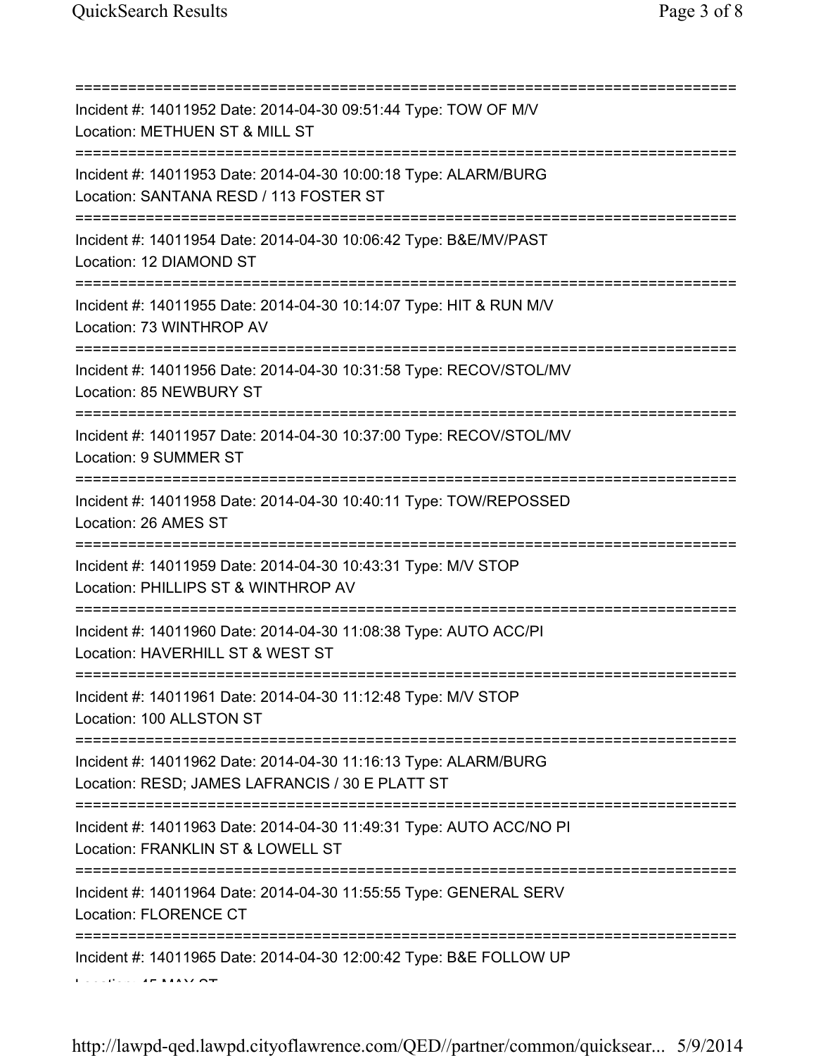===========================================================================
Incident #: 14011952 Date: 2014-04-30 09:51:44 Type: TOW OF M/V
Location: METHUEN ST & MILL ST
===========================================================================
Incident #: 14011953 Date: 2014-04-30 10:00:18 Type: ALARM/BURG
Location: SANTANA RESD / 113 FOSTER ST
===========================================================================
Incident #: 14011954 Date: 2014-04-30 10:06:42 Type: B&E/MV/PAST
Location: 12 DIAMOND ST
===========================================================================
Incident #: 14011955 Date: 2014-04-30 10:14:07 Type: HIT & RUN M/V
Location: 73 WINTHROP AV
===========================================================================
Incident #: 14011956 Date: 2014-04-30 10:31:58 Type: RECOV/STOL/MV
Location: 85 NEWBURY ST
===========================================================================
Incident #: 14011957 Date: 2014-04-30 10:37:00 Type: RECOV/STOL/MV
Location: 9 SUMMER ST
===========================================================================
Incident #: 14011958 Date: 2014-04-30 10:40:11 Type: TOW/REPOSSED
Location: 26 AMES ST
===========================================================================
Incident #: 14011959 Date: 2014-04-30 10:43:31 Type: M/V STOP
Location: PHILLIPS ST & WINTHROP AV
===========================================================================
Incident #: 14011960 Date: 2014-04-30 11:08:38 Type: AUTO ACC/PI
Location: HAVERHILL ST & WEST ST
===========================================================================
Incident #: 14011961 Date: 2014-04-30 11:12:48 Type: M/V STOP
Location: 100 ALLSTON ST
===========================================================================
Incident #: 14011962 Date: 2014-04-30 11:16:13 Type: ALARM/BURG
Location: RESD; JAMES LAFRANCIS / 30 E PLATT ST
===========================================================================
Incident #: 14011963 Date: 2014-04-30 11:49:31 Type: AUTO ACC/NO PI
Location: FRANKLIN ST & LOWELL ST
===========================================================================
Incident #: 14011964 Date: 2014-04-30 11:55:55 Type: GENERAL SERV
Location: FLORENCE CT
===========================================================================
Incident #: 14011965 Date: 2014-04-30 12:00:42 Type: B&E FOLLOW UP
Location: 45 MAY ST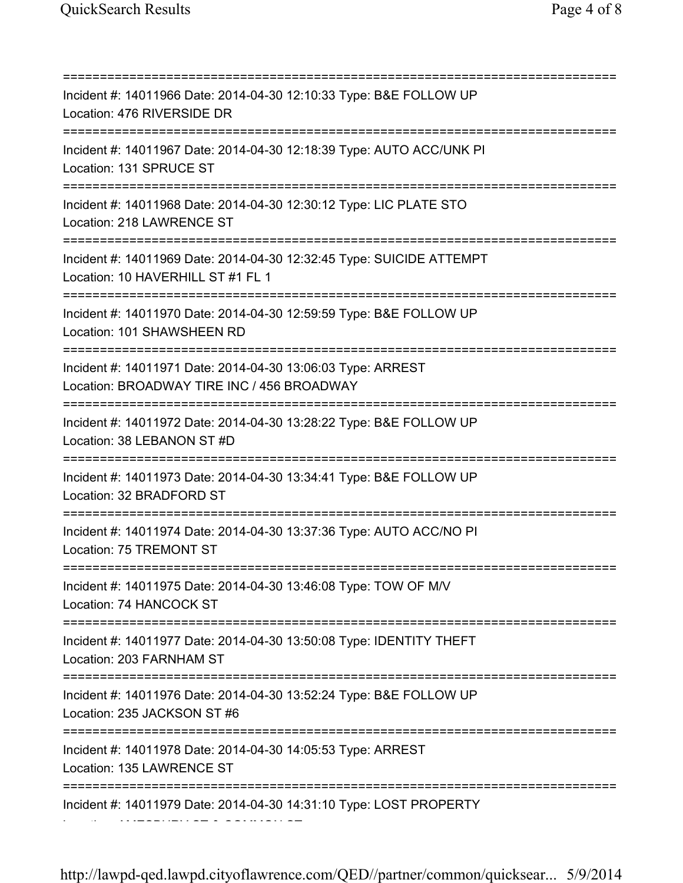===========================================================================
Incident #: 14011966 Date: 2014-04-30 12:10:33 Type: B&E FOLLOW UP
Location: 476 RIVERSIDE DR
===========================================================================
Incident #: 14011967 Date: 2014-04-30 12:18:39 Type: AUTO ACC/UNK PI
Location: 131 SPRUCE ST
===========================================================================
Incident #: 14011968 Date: 2014-04-30 12:30:12 Type: LIC PLATE STO
Location: 218 LAWRENCE ST
===========================================================================
Incident #: 14011969 Date: 2014-04-30 12:32:45 Type: SUICIDE ATTEMPT
Location: 10 HAVERHILL ST #1 FL 1
===========================================================================
Incident #: 14011970 Date: 2014-04-30 12:59:59 Type: B&E FOLLOW UP
Location: 101 SHAWSHEEN RD
===========================================================================
Incident #: 14011971 Date: 2014-04-30 13:06:03 Type: ARREST
Location: BROADWAY TIRE INC / 456 BROADWAY
===========================================================================
Incident #: 14011972 Date: 2014-04-30 13:28:22 Type: B&E FOLLOW UP
Location: 38 LEBANON ST #D
===========================================================================
Incident #: 14011973 Date: 2014-04-30 13:34:41 Type: B&E FOLLOW UP
Location: 32 BRADFORD ST
===========================================================================
Incident #: 14011974 Date: 2014-04-30 13:37:36 Type: AUTO ACC/NO PI
Location: 75 TREMONT ST
===========================================================================
Incident #: 14011975 Date: 2014-04-30 13:46:08 Type: TOW OF M/V
Location: 74 HANCOCK ST
===========================================================================
Incident #: 14011977 Date: 2014-04-30 13:50:08 Type: IDENTITY THEFT
Location: 203 FARNHAM ST
===========================================================================
Incident #: 14011976 Date: 2014-04-30 13:52:24 Type: B&E FOLLOW UP
Location: 235 JACKSON ST #6
===========================================================================
Incident #: 14011978 Date: 2014-04-30 14:05:53 Type: ARREST
Location: 135 LAWRENCE ST
===========================================================================
Incident #: 14011979 Date: 2014-04-30 14:31:10 Type: LOST PROPERTY
Location: AMESBURY ST & COMMON ST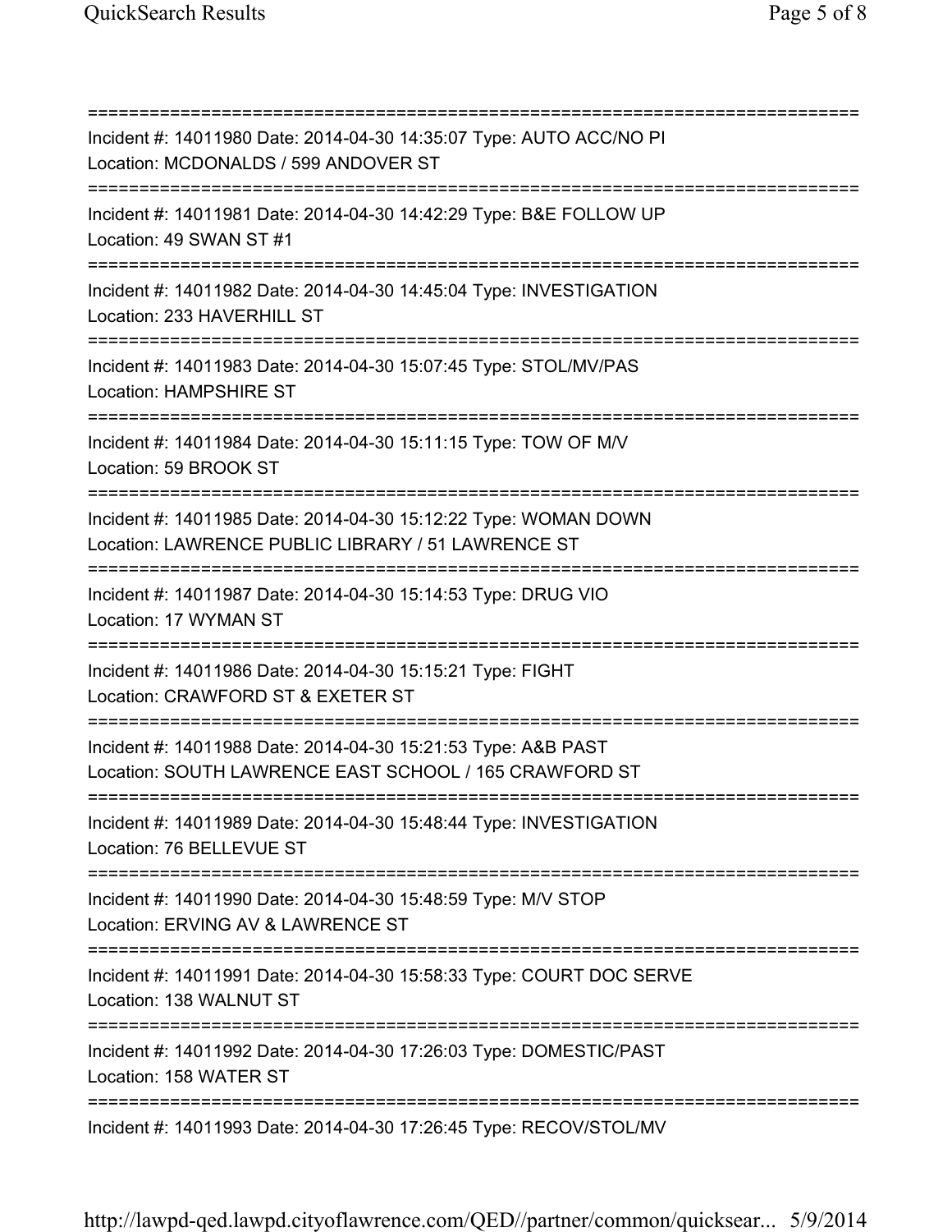===========================================================================
Incident #: 14011980 Date: 2014-04-30 14:35:07 Type: AUTO ACC/NO PI
Location: MCDONALDS / 599 ANDOVER ST
===========================================================================
Incident #: 14011981 Date: 2014-04-30 14:42:29 Type: B&E FOLLOW UP
Location: 49 SWAN ST #1
===========================================================================
Incident #: 14011982 Date: 2014-04-30 14:45:04 Type: INVESTIGATION
Location: 233 HAVERHILL ST
===========================================================================
Incident #: 14011983 Date: 2014-04-30 15:07:45 Type: STOL/MV/PAS
Location: HAMPSHIRE ST
===========================================================================
Incident #: 14011984 Date: 2014-04-30 15:11:15 Type: TOW OF M/V
Location: 59 BROOK ST
===========================================================================
Incident #: 14011985 Date: 2014-04-30 15:12:22 Type: WOMAN DOWN
Location: LAWRENCE PUBLIC LIBRARY / 51 LAWRENCE ST
===========================================================================
Incident #: 14011987 Date: 2014-04-30 15:14:53 Type: DRUG VIO
Location: 17 WYMAN ST
===========================================================================
Incident #: 14011986 Date: 2014-04-30 15:15:21 Type: FIGHT
Location: CRAWFORD ST & EXETER ST
===========================================================================
Incident #: 14011988 Date: 2014-04-30 15:21:53 Type: A&B PAST
Location: SOUTH LAWRENCE EAST SCHOOL / 165 CRAWFORD ST
===========================================================================
Incident #: 14011989 Date: 2014-04-30 15:48:44 Type: INVESTIGATION
Location: 76 BELLEVUE ST
===========================================================================
Incident #: 14011990 Date: 2014-04-30 15:48:59 Type: M/V STOP
Location: ERVING AV & LAWRENCE ST
===========================================================================
Incident #: 14011991 Date: 2014-04-30 15:58:33 Type: COURT DOC SERVE
Location: 138 WALNUT ST
===========================================================================
Incident #: 14011992 Date: 2014-04-30 17:26:03 Type: DOMESTIC/PAST
Location: 158 WATER ST
===========================================================================
Incident #: 14011993 Date: 2014-04-30 17:26:45 Type: RECOV/STOL/MV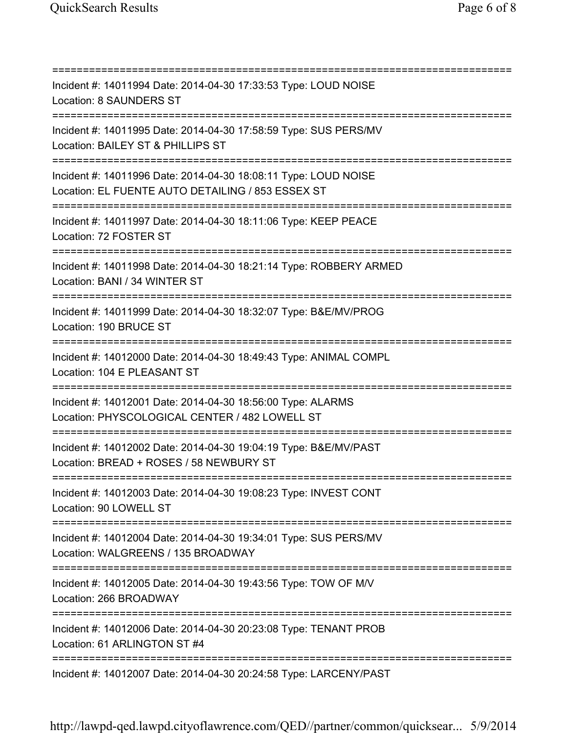===========================================================================

Incident #: 14011994 Date: 2014-04-30 17:33:53 Type: LOUD NOISE
Location: 8 SAUNDERS ST

===========================================================================

Incident #: 14011995 Date: 2014-04-30 17:58:59 Type: SUS PERS/MV
Location: BAILEY ST & PHILLIPS ST

===========================================================================

Incident #: 14011996 Date: 2014-04-30 18:08:11 Type: LOUD NOISE
Location: EL FUENTE AUTO DETAILING / 853 ESSEX ST

===========================================================================

Incident #: 14011997 Date: 2014-04-30 18:11:06 Type: KEEP PEACE
Location: 72 FOSTER ST

===========================================================================

Incident #: 14011998 Date: 2014-04-30 18:21:14 Type: ROBBERY ARMED
Location: BANI / 34 WINTER ST

===========================================================================

Incident #: 14011999 Date: 2014-04-30 18:32:07 Type: B&E/MV/PROG
Location: 190 BRUCE ST

===========================================================================

Incident #: 14012000 Date: 2014-04-30 18:49:43 Type: ANIMAL COMPL
Location: 104 E PLEASANT ST

===========================================================================

Incident #: 14012001 Date: 2014-04-30 18:56:00 Type: ALARMS
Location: PHYSCOLOGICAL CENTER / 482 LOWELL ST

===========================================================================

Incident #: 14012002 Date: 2014-04-30 19:04:19 Type: B&E/MV/PAST
Location: BREAD + ROSES / 58 NEWBURY ST

===========================================================================

Incident #: 14012003 Date: 2014-04-30 19:08:23 Type: INVEST CONT
Location: 90 LOWELL ST

===========================================================================

Incident #: 14012004 Date: 2014-04-30 19:34:01 Type: SUS PERS/MV
Location: WALGREENS / 135 BROADWAY

===========================================================================

Incident #: 14012005 Date: 2014-04-30 19:43:56 Type: TOW OF M/V
Location: 266 BROADWAY

===========================================================================

Incident #: 14012006 Date: 2014-04-30 20:23:08 Type: TENANT PROB
Location: 61 ARLINGTON ST #4

===========================================================================

Incident #: 14012007 Date: 2014-04-30 20:24:58 Type: LARCENY/PAST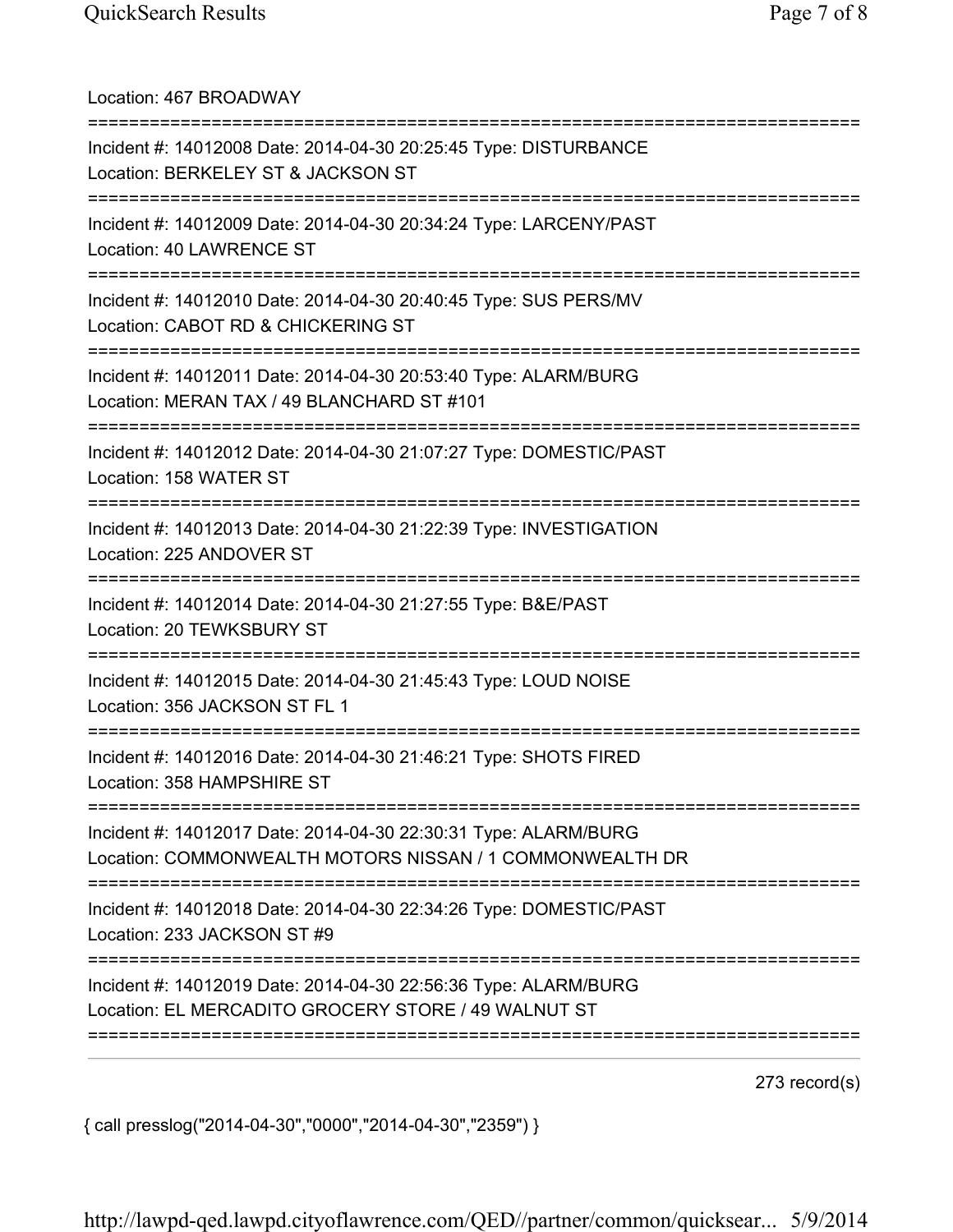Location: 467 BROADWAY

===========================================================================

Incident #: 14012008 Date: 2014-04-30 20:25:45 Type: DISTURBANCE
Location: BERKELEY ST & JACKSON ST

===========================================================================

Incident #: 14012009 Date: 2014-04-30 20:34:24 Type: LARCENY/PAST
Location: 40 LAWRENCE ST

===========================================================================

Incident #: 14012010 Date: 2014-04-30 20:40:45 Type: SUS PERS/MV
Location: CABOT RD & CHICKERING ST

===========================================================================

Incident #: 14012011 Date: 2014-04-30 20:53:40 Type: ALARM/BURG
Location: MERAN TAX / 49 BLANCHARD ST #101

===========================================================================

Incident #: 14012012 Date: 2014-04-30 21:07:27 Type: DOMESTIC/PAST
Location: 158 WATER ST

===========================================================================

Incident #: 14012013 Date: 2014-04-30 21:22:39 Type: INVESTIGATION
Location: 225 ANDOVER ST

===========================================================================

Incident #: 14012014 Date: 2014-04-30 21:27:55 Type: B&E/PAST
Location: 20 TEWKSBURY ST

===========================================================================

Incident #: 14012015 Date: 2014-04-30 21:45:43 Type: LOUD NOISE
Location: 356 JACKSON ST FL 1

===========================================================================

Incident #: 14012016 Date: 2014-04-30 21:46:21 Type: SHOTS FIRED
Location: 358 HAMPSHIRE ST

===========================================================================

Incident #: 14012017 Date: 2014-04-30 22:30:31 Type: ALARM/BURG
Location: COMMONWEALTH MOTORS NISSAN / 1 COMMONWEALTH DR

===========================================================================

Incident #: 14012018 Date: 2014-04-30 22:34:26 Type: DOMESTIC/PAST
Location: 233 JACKSON ST #9

===========================================================================

Incident #: 14012019 Date: 2014-04-30 22:56:36 Type: ALARM/BURG
Location: EL MERCADITO GROCERY STORE / 49 WALNUT ST

===========================================================================

273 record(s)

{ call presslog("2014-04-30","0000","2014-04-30","2359") }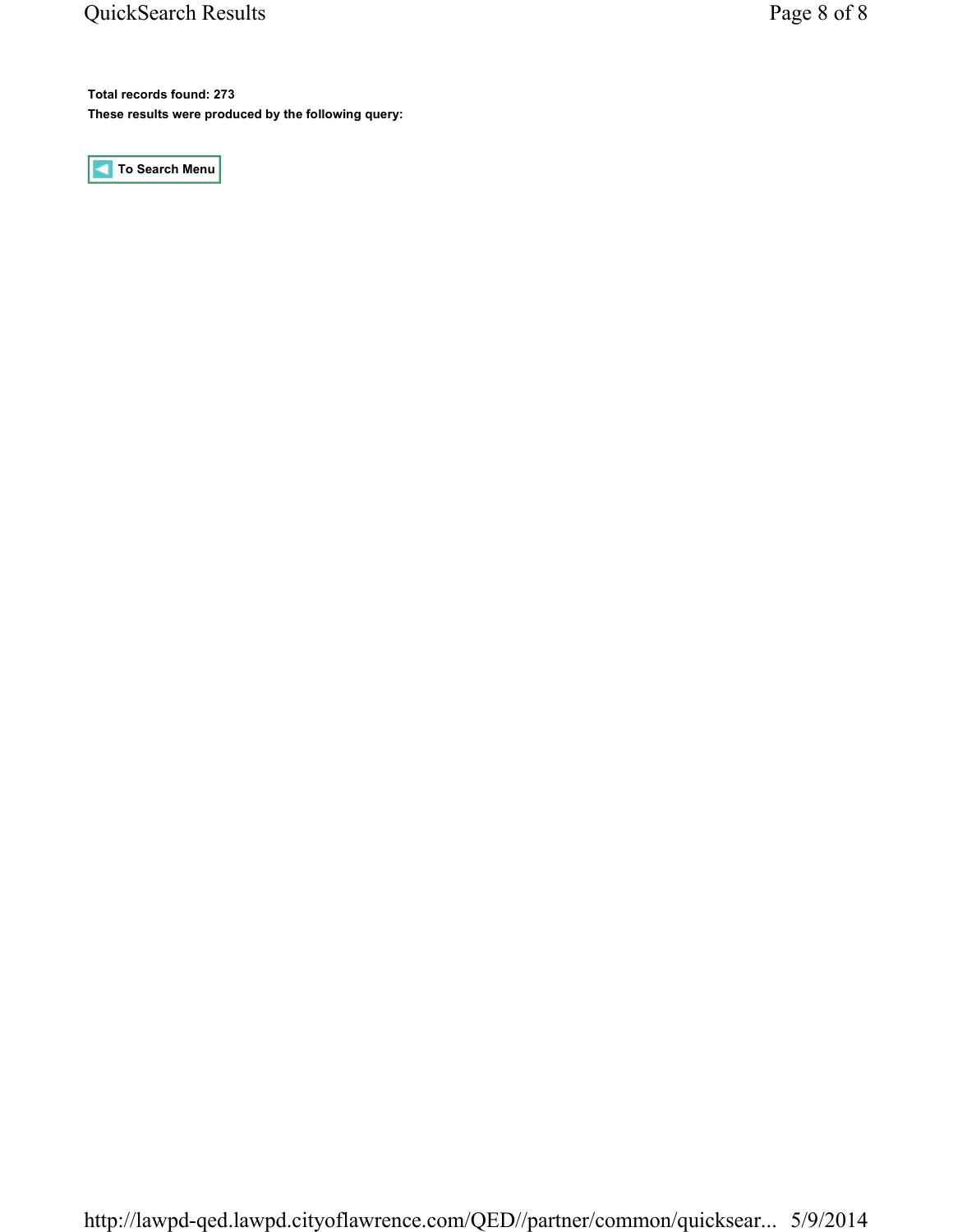**Total records found: 273**

**These results were produced by the following query:**

**To Search Menu**